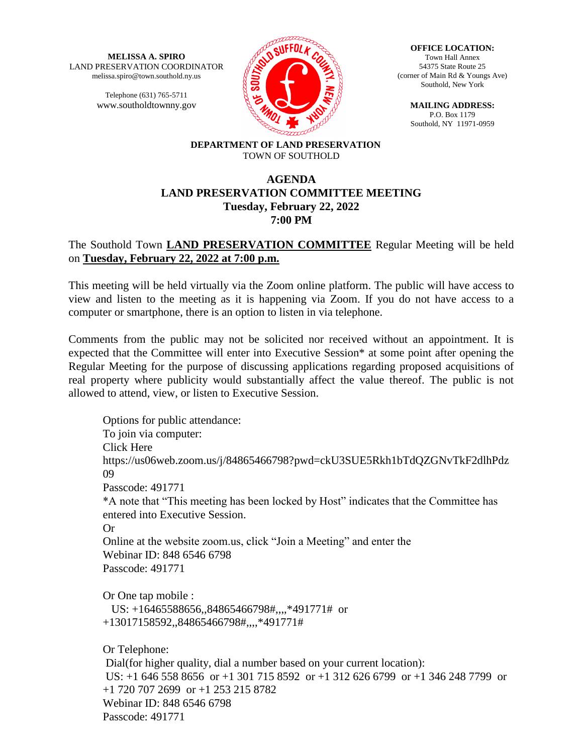**MELISSA A. SPIRO**
LAND PRESERVATION COORDINATOR
melissa.spiro@town.southold.ny.us

Telephone (631) 765-5711
www.southoldtownny.gov

**OFFICE LOCATION:**
Town Hall Annex
54375 State Route 25
(corner of Main Rd & Youngs Ave)
Southold, New York

**MAILING ADDRESS:**
P.O. Box 1179
Southold, NY 11971-0959

**DEPARTMENT OF LAND PRESERVATION**
TOWN OF SOUTHOLD

# AGENDA
## LAND PRESERVATION COMMITTEE MEETING
### Tuesday, February 22, 2022
### 7:00 PM

The Southold Town **LAND PRESERVATION COMMITTEE** Regular Meeting will be held on **Tuesday, February 22, 2022 at 7:00 p.m.**

This meeting will be held virtually via the Zoom online platform. The public will have access to view and listen to the meeting as it is happening via Zoom. If you do not have access to a computer or smartphone, there is an option to listen in via telephone.

Comments from the public may not be solicited nor received without an appointment. It is expected that the Committee will enter into Executive Session* at some point after opening the Regular Meeting for the purpose of discussing applications regarding proposed acquisitions of real property where publicity would substantially affect the value thereof. The public is not allowed to attend, view, or listen to Executive Session.

Options for public attendance:
To join via computer:
Click Here
https://us06web.zoom.us/j/84865466798?pwd=ckU3SUE5Rkh1bTdQZGNvTkF2dlhPdz09
Passcode: 491771
*A note that "This meeting has been locked by Host" indicates that the Committee has entered into Executive Session.
Or
Online at the website zoom.us, click "Join a Meeting" and enter the
Webinar ID: 848 6546 6798
Passcode: 491771

Or One tap mobile :
US: +16465588656,,84865466798#,,,,*491771# or +13017158592,,84865466798#,,,,*491771#

Or Telephone:
Dial(for higher quality, dial a number based on your current location):
US: +1 646 558 8656 or +1 301 715 8592 or +1 312 626 6799 or +1 346 248 7799 or +1 720 707 2699 or +1 253 215 8782
Webinar ID: 848 6546 6798
Passcode: 491771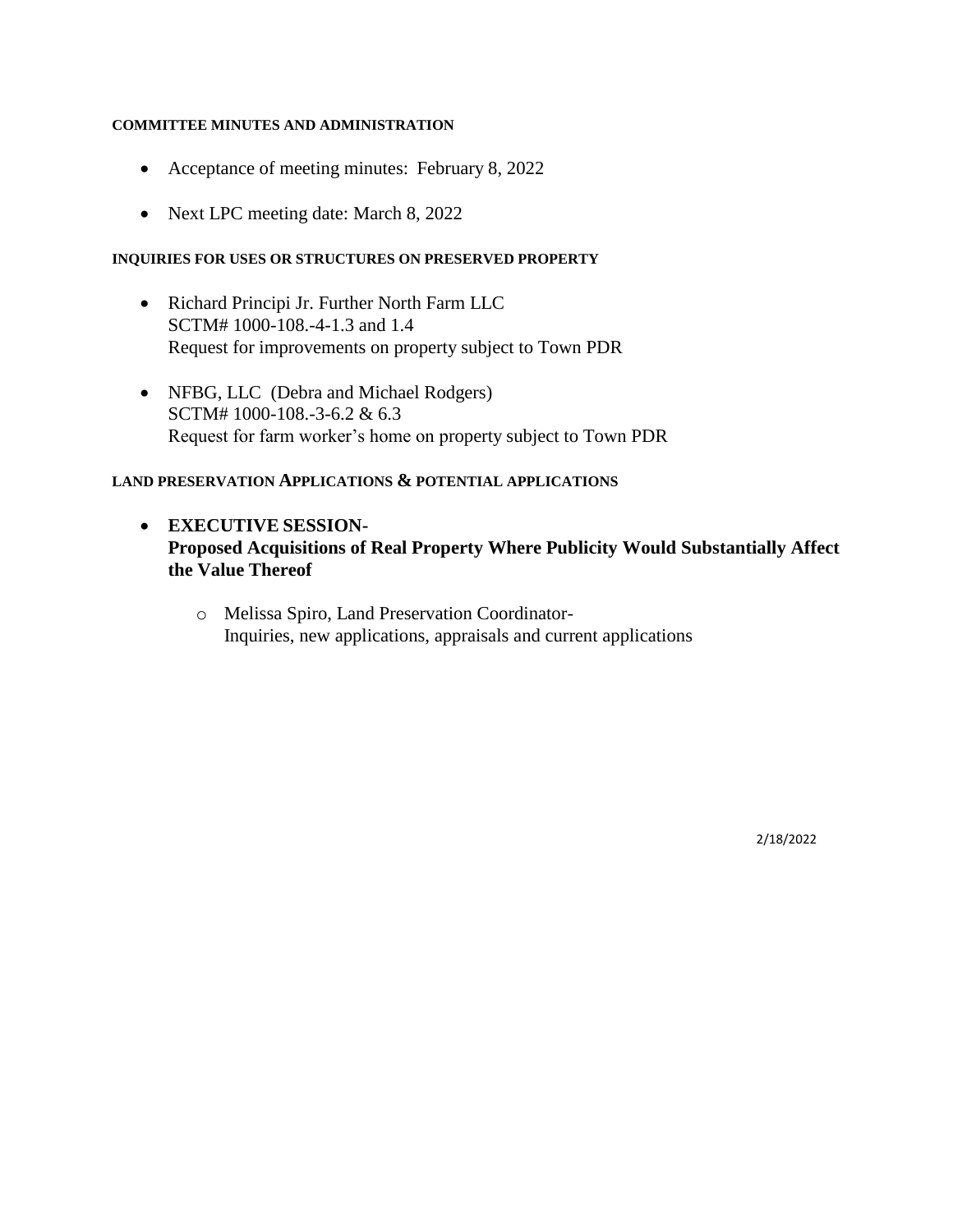#### COMMITTEE MINUTES AND ADMINISTRATION

- Acceptance of meeting minutes: February 8, 2022
- Next LPC meeting date: March 8, 2022

#### INQUIRIES FOR USES OR STRUCTURES ON PRESERVED PROPERTY

- Richard Principi Jr. Further North Farm LLC
  SCTM# 1000-108.-4-1.3 and 1.4
  Request for improvements on property subject to Town PDR

- NFBG, LLC (Debra and Michael Rodgers)
  SCTM# 1000-108.-3-6.2 & 6.3
  Request for farm worker's home on property subject to Town PDR

#### LAND PRESERVATION APPLICATIONS & POTENTIAL APPLICATIONS

- **EXECUTIVE SESSION-**
  **Proposed Acquisitions of Real Property Where Publicity Would Substantially Affect the Value Thereof**
    - Melissa Spiro, Land Preservation Coordinator-
      Inquiries, new applications, appraisals and current applications

2/18/2022